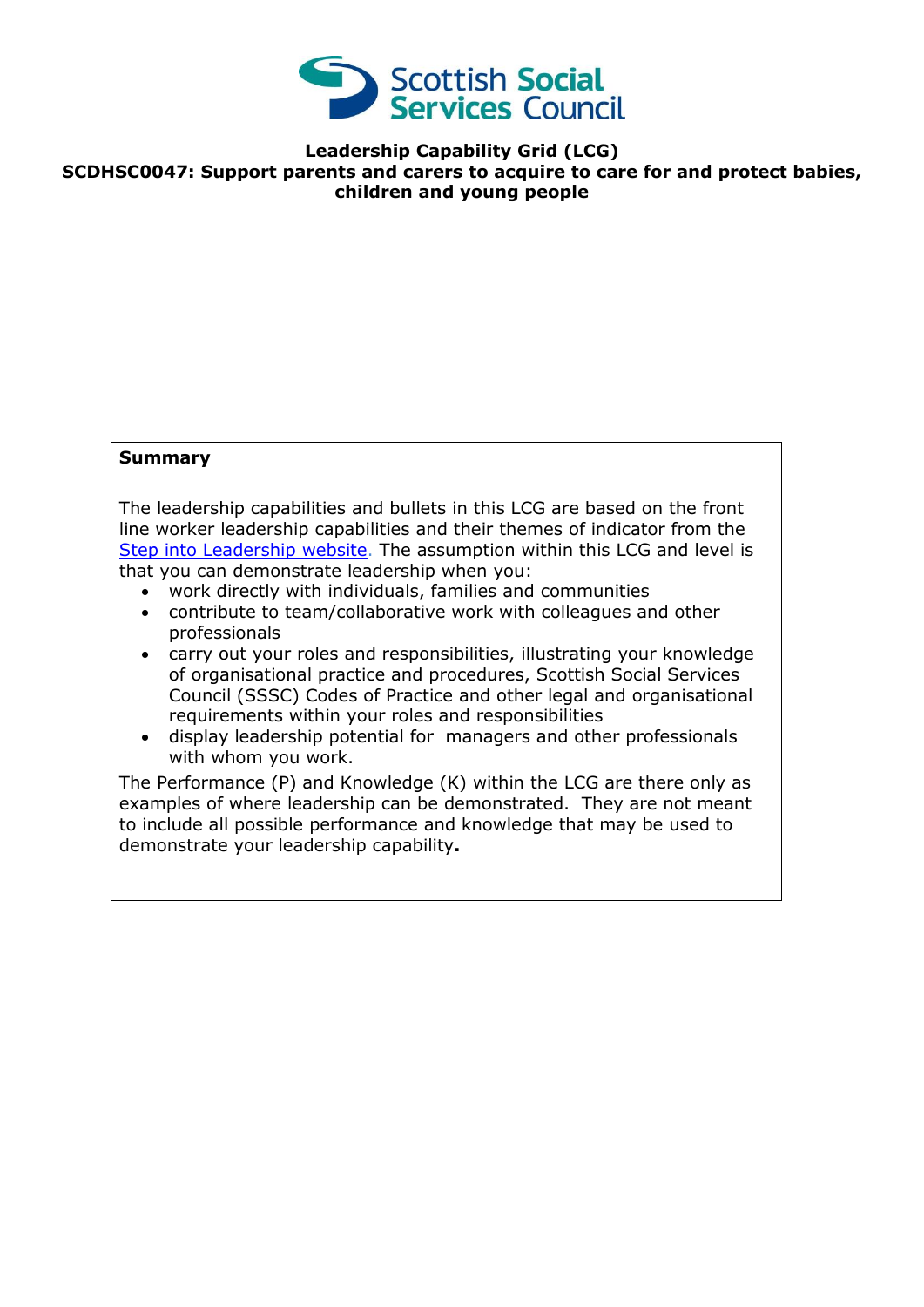Scottish Social Services Council

**Leadership Capability Grid (LCG)**
**SCDHSC0047: Support parents and carers to acquire to care for and protect babies, children and young people**

**Summary**

The leadership capabilities and bullets in this LCG are based on the front line worker leadership capabilities and their themes of indicator from the [Step into Leadership website](). The assumption within this LCG and level is that you can demonstrate leadership when you:

- work directly with individuals, families and communities
- contribute to team/collaborative work with colleagues and other professionals
- carry out your roles and responsibilities, illustrating your knowledge of organisational practice and procedures, Scottish Social Services Council (SSSC) Codes of Practice and other legal and organisational requirements within your roles and responsibilities
- display leadership potential for managers and other professionals with whom you work.

The Performance (P) and Knowledge (K) within the LCG are there only as examples of where leadership can be demonstrated. They are not meant to include all possible performance and knowledge that may be used to demonstrate your leadership capability**.**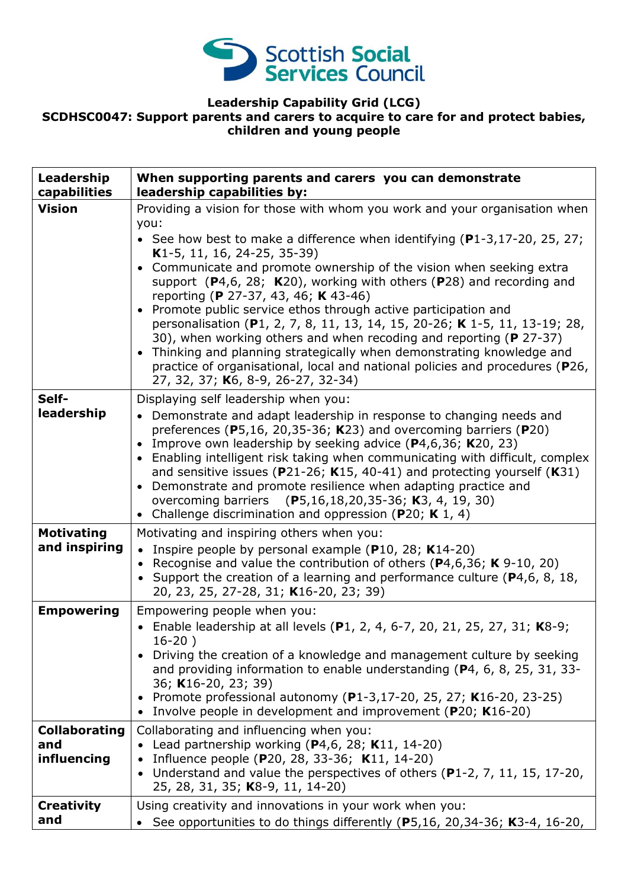**Leadership Capability Grid (LCG)**
**SCDHSC0047: Support parents and carers to acquire to care for and protect babies, children and young people**

| Leadership capabilities | When supporting parents and carers you can demonstrate leadership capabilities by: |
|---|---|
| **Vision** | Providing a vision for those with whom you work and your organisation when you:<br>• See how best to make a difference when identifying (**P**1-3,17-20, 25, 27; **K**1-5, 11, 16, 24-25, 35-39)<br>• Communicate and promote ownership of the vision when seeking extra support (**P**4,6, 28; **K**20), working with others (**P**28) and recording and reporting (**P** 27-37, 43, 46; **K** 43-46)<br>• Promote public service ethos through active participation and personalisation (**P**1, 2, 7, 8, 11, 13, 14, 15, 20-26; **K** 1-5, 11, 13-19; 28, 30), when working others and when recoding and reporting (**P** 27-37)<br>• Thinking and planning strategically when demonstrating knowledge and practice of organisational, local and national policies and procedures (**P**26, 27, 32, 37; **K**6, 8-9, 26-27, 32-34) |
| **Self-leadership** | Displaying self leadership when you:<br>• Demonstrate and adapt leadership in response to changing needs and preferences (**P**5,16, 20,35-36; **K**23) and overcoming barriers (**P**20)<br>• Improve own leadership by seeking advice (**P**4,6,36; **K**20, 23)<br>• Enabling intelligent risk taking when communicating with difficult, complex and sensitive issues (**P**21-26; **K**15, 40-41) and protecting yourself (**K**31)<br>• Demonstrate and promote resilience when adapting practice and overcoming barriers (**P**5,16,18,20,35-36; **K**3, 4, 19, 30)<br>• Challenge discrimination and oppression (**P**20; **K** 1, 4) |
| **Motivating and inspiring** | Motivating and inspiring others when you:<br>• Inspire people by personal example (**P**10, 28; **K**14-20)<br>• Recognise and value the contribution of others (**P**4,6,36; **K** 9-10, 20)<br>• Support the creation of a learning and performance culture (**P**4,6, 8, 18, 20, 23, 25, 27-28, 31; **K**16-20, 23; 39) |
| **Empowering** | Empowering people when you:<br>• Enable leadership at all levels (**P**1, 2, 4, 6-7, 20, 21, 25, 27, 31; **K**8-9; 16-20 )<br>• Driving the creation of a knowledge and management culture by seeking and providing information to enable understanding (**P**4, 6, 8, 25, 31, 33-36; **K**16-20, 23; 39)<br>• Promote professional autonomy (**P**1-3,17-20, 25, 27; **K**16-20, 23-25)<br>• Involve people in development and improvement (**P**20; **K**16-20) |
| **Collaborating and influencing** | Collaborating and influencing when you:<br>• Lead partnership working (**P**4,6, 28; **K**11, 14-20)<br>• Influence people (**P**20, 28, 33-36; **K**11, 14-20)<br>• Understand and value the perspectives of others (**P**1-2, 7, 11, 15, 17-20, 25, 28, 31, 35; **K**8-9, 11, 14-20) |
| **Creativity and** | Using creativity and innovations in your work when you:<br>• See opportunities to do things differently (**P**5,16, 20,34-36; **K**3-4, 16-20, |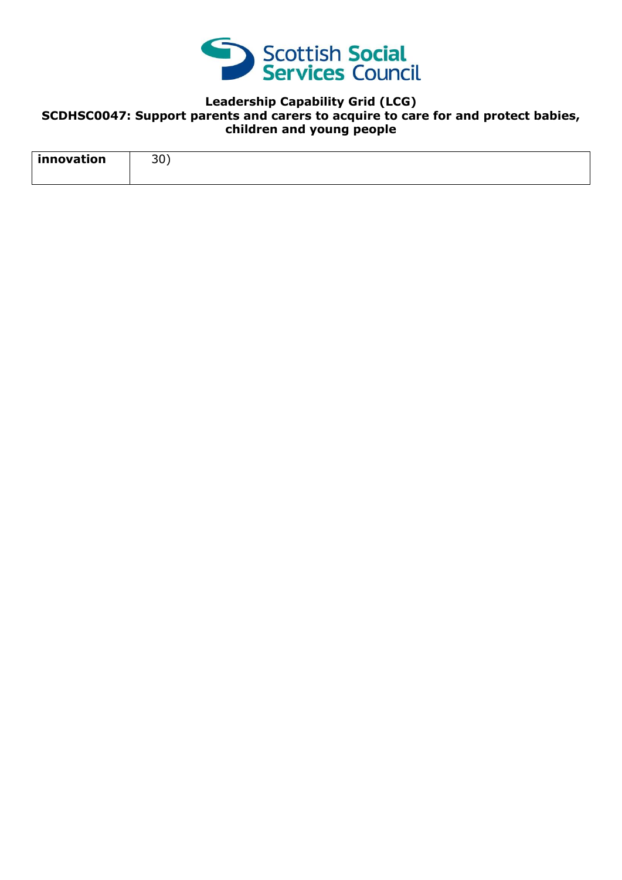**Leadership Capability Grid (LCG)**
**SCDHSC0047: Support parents and carers to acquire to care for and protect babies, children and young people**

| | |
|---|---|
| **innovation** | 30) |